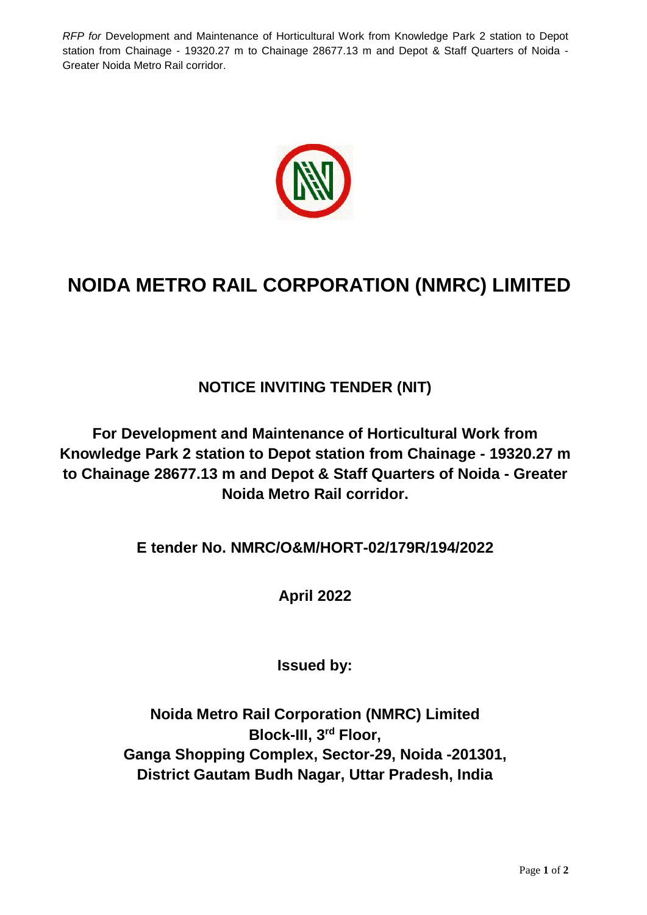# NOIDA METRO RAIL CORPORATION (NMRC) LIMITED

## NOTICE INVITING TENDER (NIT)

## For Development and Maintenance of Horticultural Work from Knowledge Park 2 station to Depot station from Chainage - 19320.27 m to Chainage 28677.13 m and Depot & Staff Quarters of Noida - Greater Noida Metro Rail corridor.

**E tender No. NMRC/O&M/HORT-02/179R/194/2022**

**April 2022**

**Issued by:**

**Noida Metro Rail Corporation (NMRC) Limited**
**Block-III, 3rd Floor,**
**Ganga Shopping Complex, Sector-29, Noida -201301,**
**District Gautam Budh Nagar, Uttar Pradesh, India**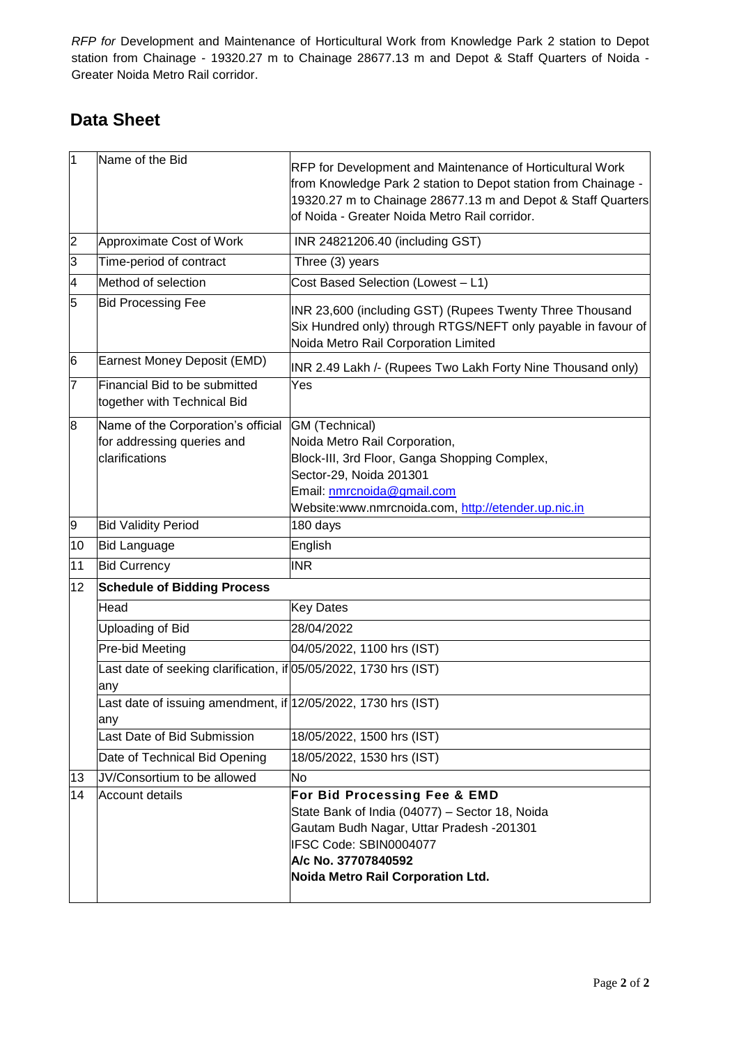*RFP for* Development and Maintenance of Horticultural Work from Knowledge Park 2 station to Depot station from Chainage - 19320.27 m to Chainage 28677.13 m and Depot & Staff Quarters of Noida - Greater Noida Metro Rail corridor.

## Data Sheet

| | | |
|---|---|---|
| 1 | Name of the Bid | RFP for Development and Maintenance of Horticultural Work from Knowledge Park 2 station to Depot station from Chainage - 19320.27 m to Chainage 28677.13 m and Depot & Staff Quarters of Noida - Greater Noida Metro Rail corridor. |
| 2 | Approximate Cost of Work | INR 24821206.40 (including GST) |
| 3 | Time-period of contract | Three (3) years |
| 4 | Method of selection | Cost Based Selection (Lowest – L1) |
| 5 | Bid Processing Fee | INR 23,600 (including GST) (Rupees Twenty Three Thousand Six Hundred only) through RTGS/NEFT only payable in favour of Noida Metro Rail Corporation Limited |
| 6 | Earnest Money Deposit (EMD) | INR 2.49 Lakh /- (Rupees Two Lakh Forty Nine Thousand only) |
| 7 | Financial Bid to be submitted together with Technical Bid | Yes |
| 8 | Name of the Corporation's official for addressing queries and clarifications | GM (Technical)<br>Noida Metro Rail Corporation,<br>Block-III, 3rd Floor, Ganga Shopping Complex,<br>Sector-29, Noida 201301<br>Email: nmrcnoida@gmail.com<br>Website:www.nmrcnoida.com, http://etender.up.nic.in |
| 9 | Bid Validity Period | 180 days |
| 10 | Bid Language | English |
| 11 | Bid Currency | INR |
| 12 | **Schedule of Bidding Process** | |
| | Head | Key Dates |
| | Uploading of Bid | 28/04/2022 |
| | Pre-bid Meeting | 04/05/2022, 1100 hrs (IST) |
| | Last date of seeking clarification, if any | 05/05/2022, 1730 hrs (IST) |
| | Last date of issuing amendment, if any | 12/05/2022, 1730 hrs (IST) |
| | Last Date of Bid Submission | 18/05/2022, 1500 hrs (IST) |
| | Date of Technical Bid Opening | 18/05/2022, 1530 hrs (IST) |
| 13 | JV/Consortium to be allowed | No |
| 14 | Account details | **For Bid Processing Fee & EMD**<br>State Bank of India (04077) – Sector 18, Noida<br>Gautam Budh Nagar, Uttar Pradesh -201301<br>IFSC Code: SBIN0004077<br>**A/c No. 37707840592**<br>**Noida Metro Rail Corporation Ltd.** |